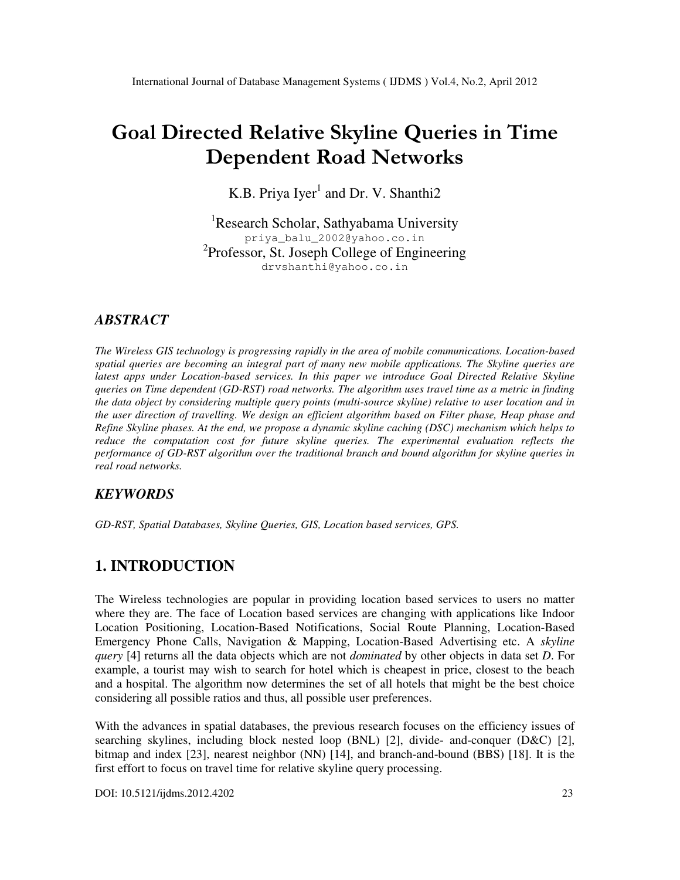# Goal Directed Relative Skyline Queries in Time Dependent Road Networks

K.B. Priya Iyer[1] and Dr. V. Shanthi2

[1]Research Scholar, Sathyabama University
priya_balu_2002@yahoo.co.in
[2]Professor, St. Joseph College of Engineering
drvshanthi@yahoo.co.in

## *ABSTRACT*

*The Wireless GIS technology is progressing rapidly in the area of mobile communications. Location-based spatial queries are becoming an integral part of many new mobile applications. The Skyline queries are latest apps under Location-based services. In this paper we introduce Goal Directed Relative Skyline queries on Time dependent (GD-RST) road networks. The algorithm uses travel time as a metric in finding the data object by considering multiple query points (multi-source skyline) relative to user location and in the user direction of travelling. We design an efficient algorithm based on Filter phase, Heap phase and Refine Skyline phases. At the end, we propose a dynamic skyline caching (DSC) mechanism which helps to reduce the computation cost for future skyline queries. The experimental evaluation reflects the performance of GD-RST algorithm over the traditional branch and bound algorithm for skyline queries in real road networks.*

## *KEYWORDS*

*GD-RST, Spatial Databases, Skyline Queries, GIS, Location based services, GPS.*

## 1. INTRODUCTION

The Wireless technologies are popular in providing location based services to users no matter where they are. The face of Location based services are changing with applications like Indoor Location Positioning, Location-Based Notifications, Social Route Planning, Location-Based Emergency Phone Calls, Navigation & Mapping, Location-Based Advertising etc. A *skyline query* [4] returns all the data objects which are not *dominated* by other objects in data set *D*. For example, a tourist may wish to search for hotel which is cheapest in price, closest to the beach and a hospital. The algorithm now determines the set of all hotels that might be the best choice considering all possible ratios and thus, all possible user preferences.

With the advances in spatial databases, the previous research focuses on the efficiency issues of searching skylines, including block nested loop (BNL) [2], divide- and-conquer (D&C) [2], bitmap and index [23], nearest neighbor (NN) [14], and branch-and-bound (BBS) [18]. It is the first effort to focus on travel time for relative skyline query processing.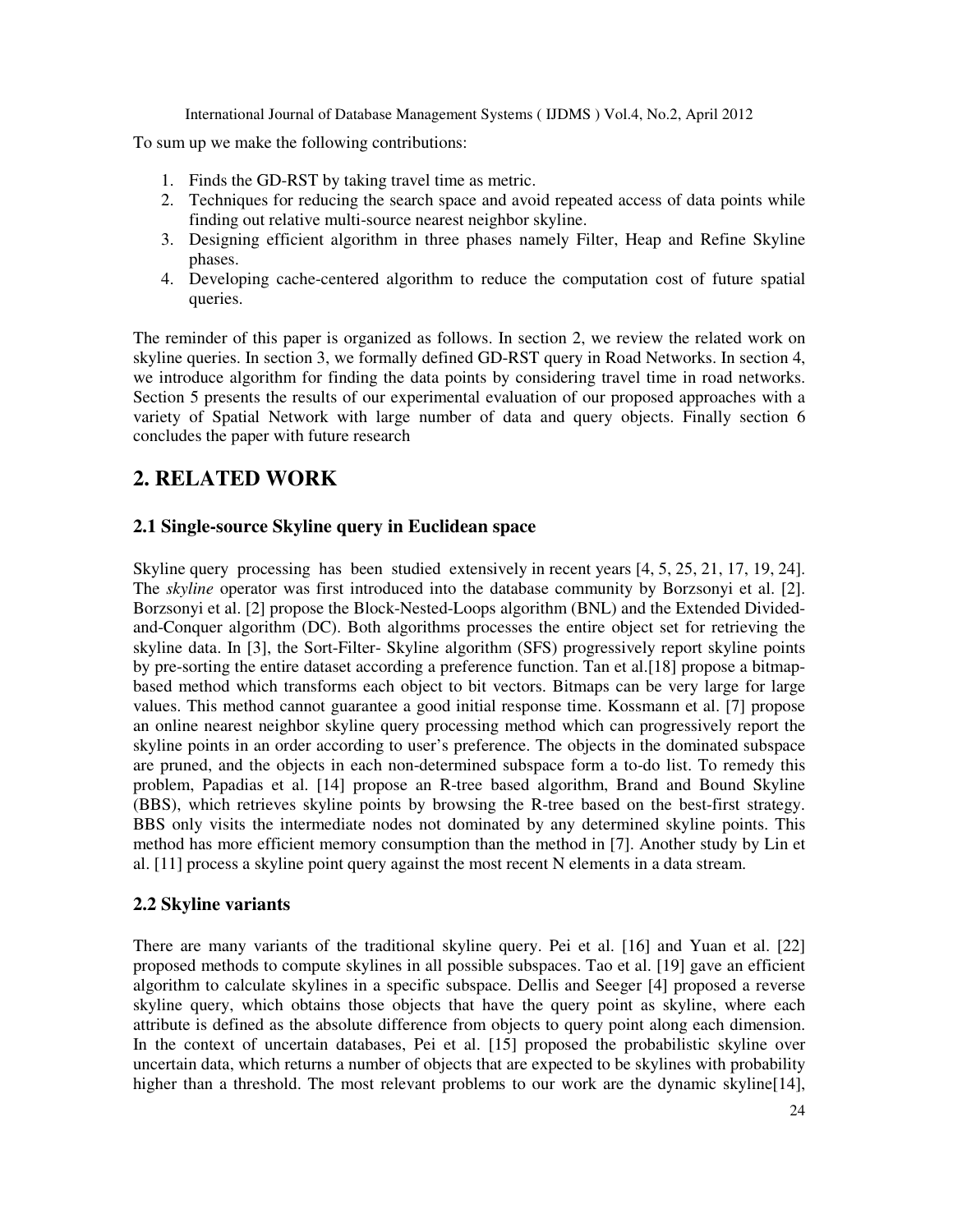To sum up we make the following contributions:

1. Finds the GD-RST by taking travel time as metric.
2. Techniques for reducing the search space and avoid repeated access of data points while finding out relative multi-source nearest neighbor skyline.
3. Designing efficient algorithm in three phases namely Filter, Heap and Refine Skyline phases.
4. Developing cache-centered algorithm to reduce the computation cost of future spatial queries.

The reminder of this paper is organized as follows. In section 2, we review the related work on skyline queries. In section 3, we formally defined GD-RST query in Road Networks. In section 4, we introduce algorithm for finding the data points by considering travel time in road networks. Section 5 presents the results of our experimental evaluation of our proposed approaches with a variety of Spatial Network with large number of data and query objects. Finally section 6 concludes the paper with future research

## 2. RELATED WORK

### 2.1 Single-source Skyline query in Euclidean space

Skyline query processing has been studied extensively in recent years [4, 5, 25, 21, 17, 19, 24]. The *skyline* operator was first introduced into the database community by Borzsonyi et al. [2]. Borzsonyi et al. [2] propose the Block-Nested-Loops algorithm (BNL) and the Extended Divided-and-Conquer algorithm (DC). Both algorithms processes the entire object set for retrieving the skyline data. In [3], the Sort-Filter- Skyline algorithm (SFS) progressively report skyline points by pre-sorting the entire dataset according a preference function. Tan et al.[18] propose a bitmap-based method which transforms each object to bit vectors. Bitmaps can be very large for large values. This method cannot guarantee a good initial response time. Kossmann et al. [7] propose an online nearest neighbor skyline query processing method which can progressively report the skyline points in an order according to user's preference. The objects in the dominated subspace are pruned, and the objects in each non-determined subspace form a to-do list. To remedy this problem, Papadias et al. [14] propose an R-tree based algorithm, Brand and Bound Skyline (BBS), which retrieves skyline points by browsing the R-tree based on the best-first strategy. BBS only visits the intermediate nodes not dominated by any determined skyline points. This method has more efficient memory consumption than the method in [7]. Another study by Lin et al. [11] process a skyline point query against the most recent N elements in a data stream.

### 2.2 Skyline variants

There are many variants of the traditional skyline query. Pei et al. [16] and Yuan et al. [22] proposed methods to compute skylines in all possible subspaces. Tao et al. [19] gave an efficient algorithm to calculate skylines in a specific subspace. Dellis and Seeger [4] proposed a reverse skyline query, which obtains those objects that have the query point as skyline, where each attribute is defined as the absolute difference from objects to query point along each dimension. In the context of uncertain databases, Pei et al. [15] proposed the probabilistic skyline over uncertain data, which returns a number of objects that are expected to be skylines with probability higher than a threshold. The most relevant problems to our work are the dynamic skyline[14],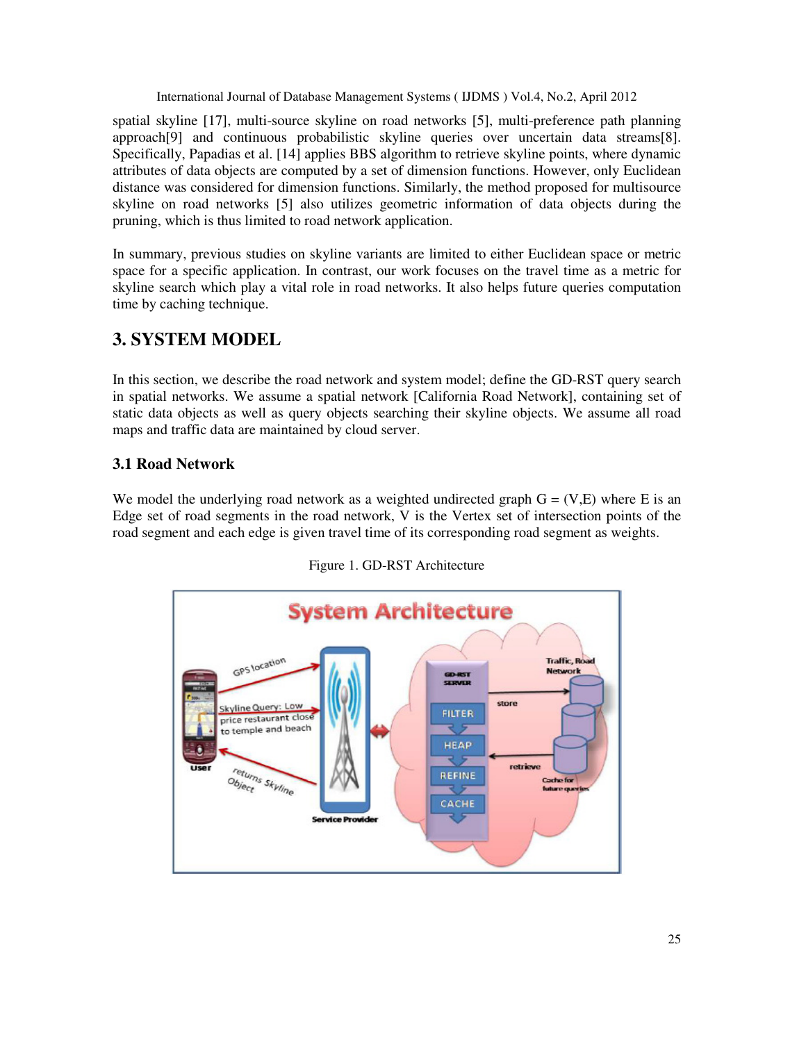spatial skyline [17], multi-source skyline on road networks [5], multi-preference path planning approach[9] and continuous probabilistic skyline queries over uncertain data streams[8]. Specifically, Papadias et al. [14] applies BBS algorithm to retrieve skyline points, where dynamic attributes of data objects are computed by a set of dimension functions. However, only Euclidean distance was considered for dimension functions. Similarly, the method proposed for multisource skyline on road networks [5] also utilizes geometric information of data objects during the pruning, which is thus limited to road network application.

In summary, previous studies on skyline variants are limited to either Euclidean space or metric space for a specific application. In contrast, our work focuses on the travel time as a metric for skyline search which play a vital role in road networks. It also helps future queries computation time by caching technique.

## 3. SYSTEM MODEL

In this section, we describe the road network and system model; define the GD-RST query search in spatial networks. We assume a spatial network [California Road Network], containing set of static data objects as well as query objects searching their skyline objects. We assume all road maps and traffic data are maintained by cloud server.

### 3.1 Road Network

We model the underlying road network as a weighted undirected graph G = (V,E) where E is an Edge set of road segments in the road network, V is the Vertex set of intersection points of the road segment and each edge is given travel time of its corresponding road segment as weights.

Figure 1. GD-RST Architecture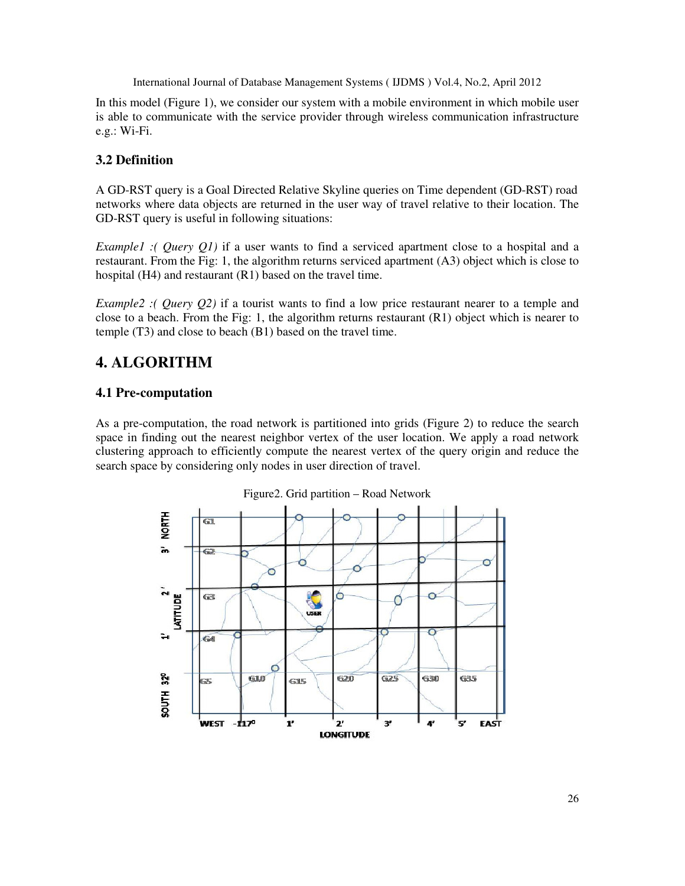In this model (Figure 1), we consider our system with a mobile environment in which mobile user is able to communicate with the service provider through wireless communication infrastructure e.g.: Wi-Fi.

### 3.2 Definition

A GD-RST query is a Goal Directed Relative Skyline queries on Time dependent (GD-RST) road networks where data objects are returned in the user way of travel relative to their location. The GD-RST query is useful in following situations:

*Example1 :( Query Q1)* if a user wants to find a serviced apartment close to a hospital and a restaurant. From the Fig: 1, the algorithm returns serviced apartment (A3) object which is close to hospital (H4) and restaurant (R1) based on the travel time.

*Example2 :( Query Q2)* if a tourist wants to find a low price restaurant nearer to a temple and close to a beach. From the Fig: 1, the algorithm returns restaurant (R1) object which is nearer to temple (T3) and close to beach (B1) based on the travel time.

## 4. ALGORITHM

### 4.1 Pre-computation

As a pre-computation, the road network is partitioned into grids (Figure 2) to reduce the search space in finding out the nearest neighbor vertex of the user location. We apply a road network clustering approach to efficiently compute the nearest vertex of the query origin and reduce the search space by considering only nodes in user direction of travel.

Figure2. Grid partition – Road Network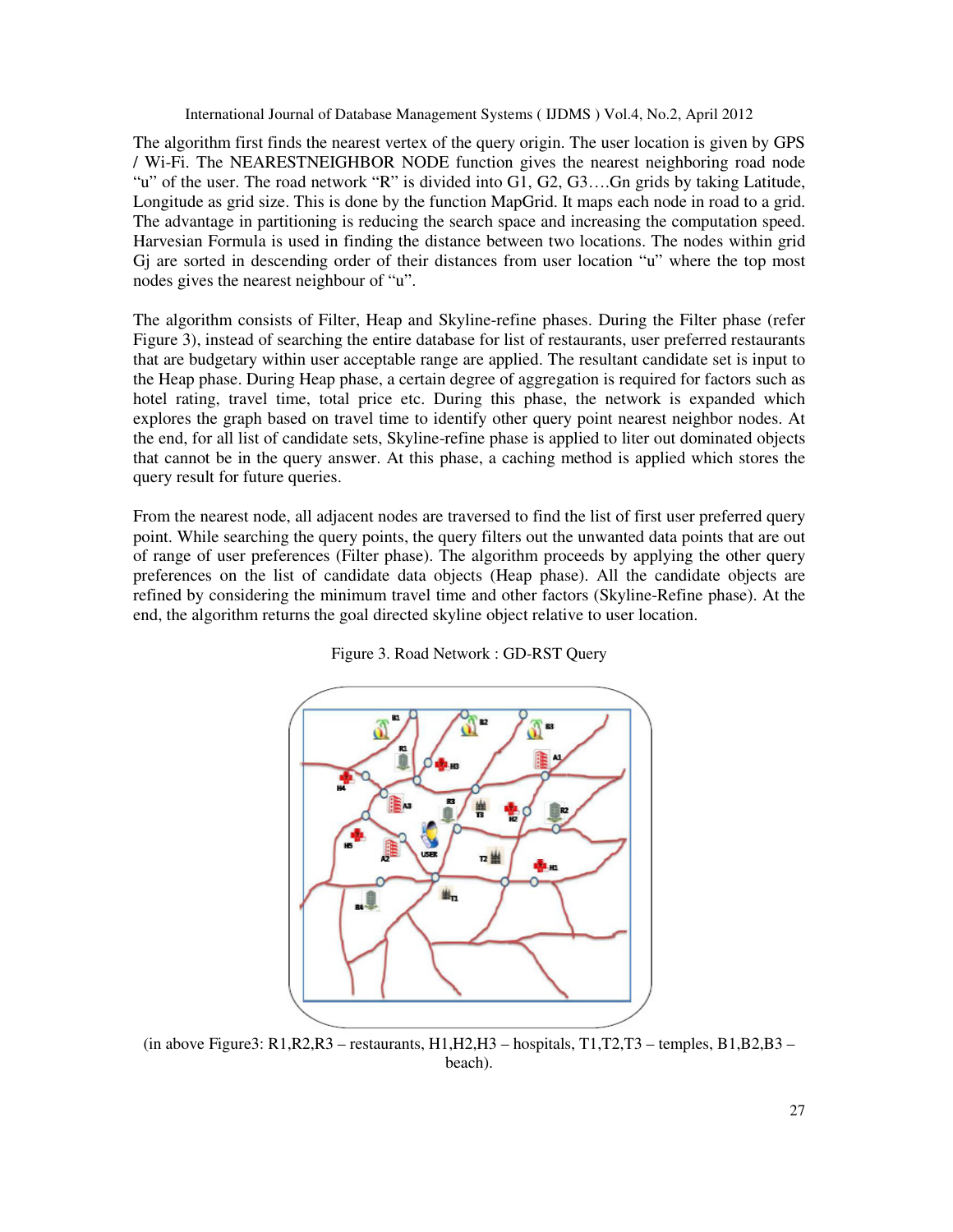The algorithm first finds the nearest vertex of the query origin. The user location is given by GPS / Wi-Fi. The NEARESTNEIGHBOR NODE function gives the nearest neighboring road node "u" of the user. The road network "R" is divided into G1, G2, G3….Gn grids by taking Latitude, Longitude as grid size. This is done by the function MapGrid. It maps each node in road to a grid. The advantage in partitioning is reducing the search space and increasing the computation speed. Harvesian Formula is used in finding the distance between two locations. The nodes within grid Gj are sorted in descending order of their distances from user location "u" where the top most nodes gives the nearest neighbour of "u".

The algorithm consists of Filter, Heap and Skyline-refine phases. During the Filter phase (refer Figure 3), instead of searching the entire database for list of restaurants, user preferred restaurants that are budgetary within user acceptable range are applied. The resultant candidate set is input to the Heap phase. During Heap phase, a certain degree of aggregation is required for factors such as hotel rating, travel time, total price etc. During this phase, the network is expanded which explores the graph based on travel time to identify other query point nearest neighbor nodes. At the end, for all list of candidate sets, Skyline-refine phase is applied to liter out dominated objects that cannot be in the query answer. At this phase, a caching method is applied which stores the query result for future queries.

From the nearest node, all adjacent nodes are traversed to find the list of first user preferred query point. While searching the query points, the query filters out the unwanted data points that are out of range of user preferences (Filter phase). The algorithm proceeds by applying the other query preferences on the list of candidate data objects (Heap phase). All the candidate objects are refined by considering the minimum travel time and other factors (Skyline-Refine phase). At the end, the algorithm returns the goal directed skyline object relative to user location.

Figure 3. Road Network : GD-RST Query

(in above Figure3: R1,R2,R3 – restaurants, H1,H2,H3 – hospitals, T1,T2,T3 – temples, B1,B2,B3 – beach).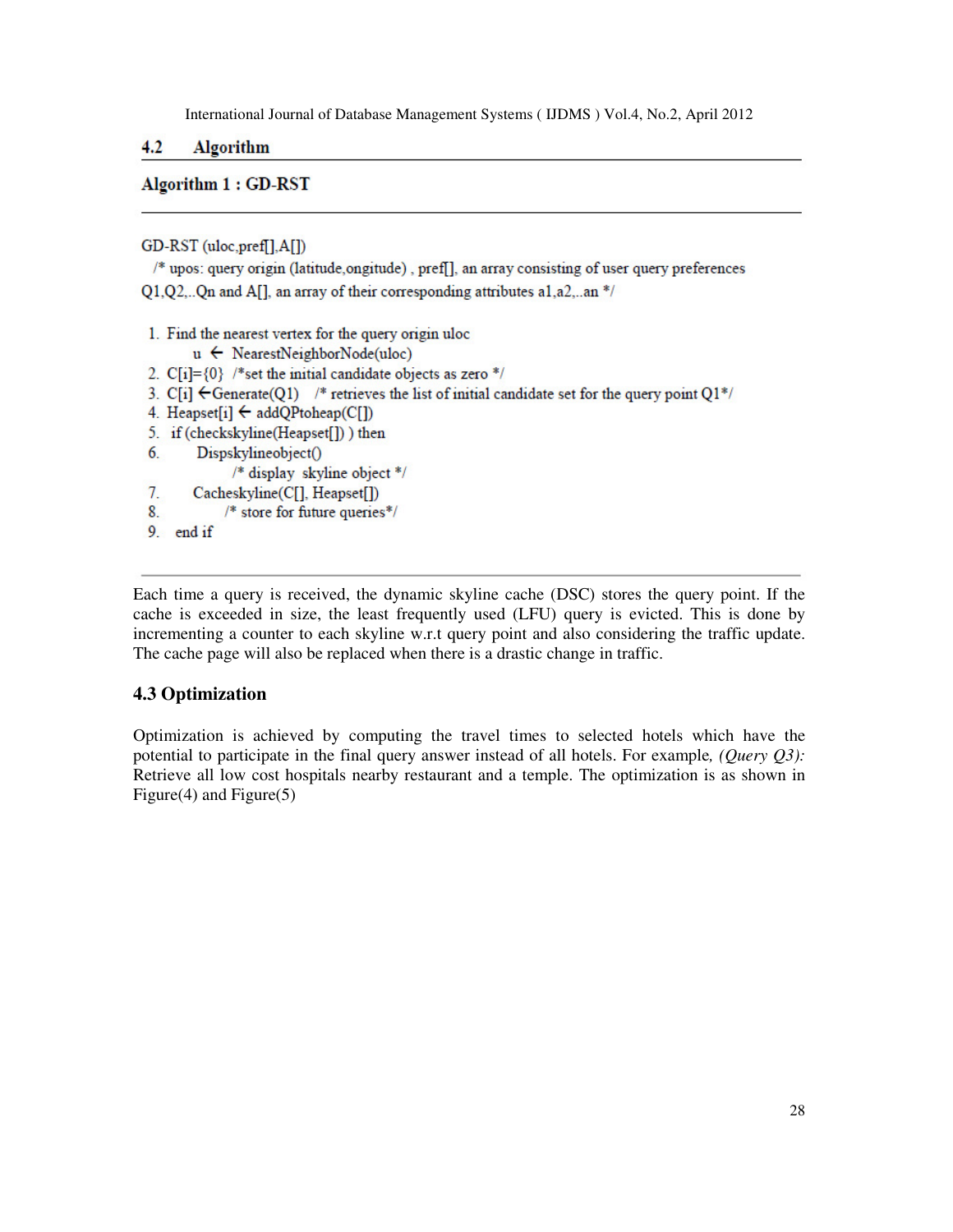## 4.2 Algorithm

**Algorithm 1 : GD-RST**

```
GD-RST (uloc,pref[],A[])
  /* upos: query origin (latitude,ongitude) , pref[], an array consisting of user query preferences
Q1,Q2,..Qn and A[], an array of their corresponding attributes a1,a2,..an */

 1. Find the nearest vertex for the query origin uloc
        u ← NearestNeighborNode(uloc)
 2. C[i]={0}  /*set the initial candidate objects as zero */
 3. C[i] ←Generate(Q1)   /* retrieves the list of initial candidate set for the query point Q1*/
 4. Heapset[i] ← addQPtoheap(C[])
 5.  if (checkskyline(Heapset[]) ) then
 6.       Dispskylineobject()
              /* display  skyline object */
 7.      Cacheskyline(C[], Heapset[])
 8.           /* store for future queries*/
 9.   end if
```

Each time a query is received, the dynamic skyline cache (DSC) stores the query point. If the cache is exceeded in size, the least frequently used (LFU) query is evicted. This is done by incrementing a counter to each skyline w.r.t query point and also considering the traffic update. The cache page will also be replaced when there is a drastic change in traffic.

## 4.3 Optimization

Optimization is achieved by computing the travel times to selected hotels which have the potential to participate in the final query answer instead of all hotels. For example, *(Query Q3):* Retrieve all low cost hospitals nearby restaurant and a temple. The optimization is as shown in Figure(4) and Figure(5)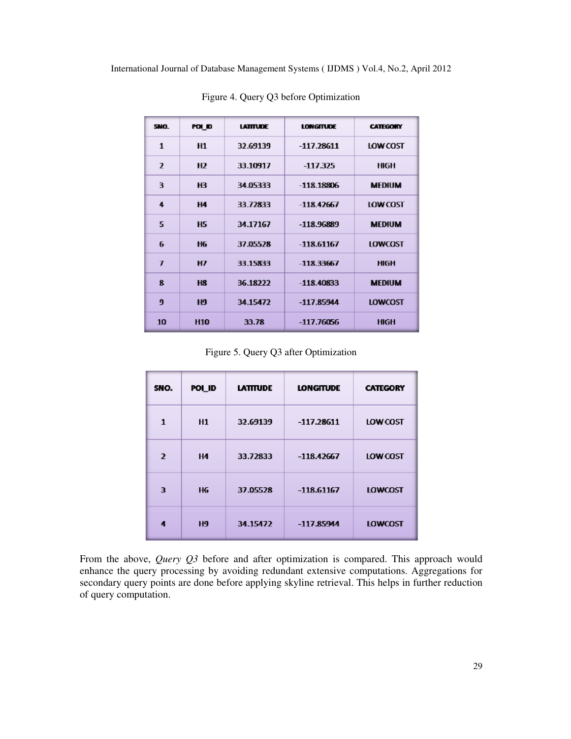Figure 4. Query Q3 before Optimization

| SNO. | POI_ID | LATITUDE | LONGITUDE | CATEGORY |
|---|---|---|---|---|
| 1 | H1 | 32.69139 | -117.28611 | LOW COST |
| 2 | H2 | 33.10917 | -117.325 | HIGH |
| 3 | H3 | 34.05333 | -118.18806 | MEDIUM |
| 4 | H4 | 33.72833 | -118.42667 | LOW COST |
| 5 | H5 | 34.17167 | -118.96889 | MEDIUM |
| 6 | H6 | 37.05528 | -118.61167 | LOWCOST |
| 7 | H7 | 33.15833 | -118.33667 | HIGH |
| 8 | H8 | 36.18222 | -118.40833 | MEDIUM |
| 9 | H9 | 34.15472 | -117.85944 | LOWCOST |
| 10 | H10 | 33.78 | -117.76056 | HIGH |

Figure 5. Query Q3 after Optimization

| SNO. | POI_ID | LATITUDE | LONGITUDE | CATEGORY |
|---|---|---|---|---|
| 1 | H1 | 32.69139 | -117.28611 | LOW COST |
| 2 | H4 | 33.72833 | -118.42667 | LOW COST |
| 3 | H6 | 37.05528 | -118.61167 | LOWCOST |
| 4 | H9 | 34.15472 | -117.85944 | LOWCOST |

From the above, *Query Q3* before and after optimization is compared. This approach would enhance the query processing by avoiding redundant extensive computations. Aggregations for secondary query points are done before applying skyline retrieval. This helps in further reduction of query computation.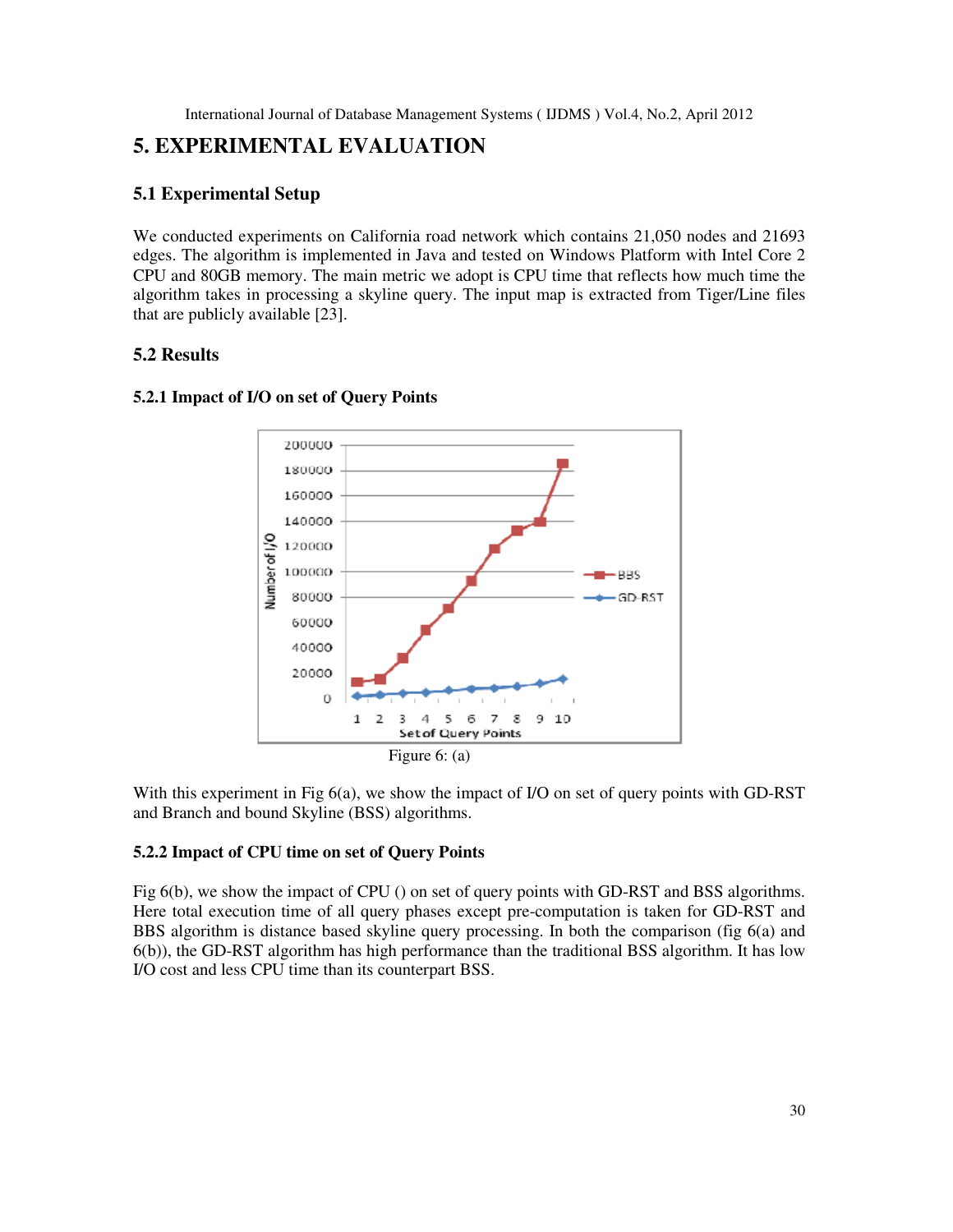# 5. EXPERIMENTAL EVALUATION

## 5.1 Experimental Setup

We conducted experiments on California road network which contains 21,050 nodes and 21693 edges. The algorithm is implemented in Java and tested on Windows Platform with Intel Core 2 CPU and 80GB memory. The main metric we adopt is CPU time that reflects how much time the algorithm takes in processing a skyline query. The input map is extracted from Tiger/Line files that are publicly available [23].

## 5.2 Results

### 5.2.1 Impact of I/O on set of Query Points

Figure 6: (a)

With this experiment in Fig 6(a), we show the impact of I/O on set of query points with GD-RST and Branch and bound Skyline (BSS) algorithms.

### 5.2.2 Impact of CPU time on set of Query Points

Fig 6(b), we show the impact of CPU () on set of query points with GD-RST and BSS algorithms. Here total execution time of all query phases except pre-computation is taken for GD-RST and BBS algorithm is distance based skyline query processing. In both the comparison (fig 6(a) and 6(b)), the GD-RST algorithm has high performance than the traditional BSS algorithm. It has low I/O cost and less CPU time than its counterpart BSS.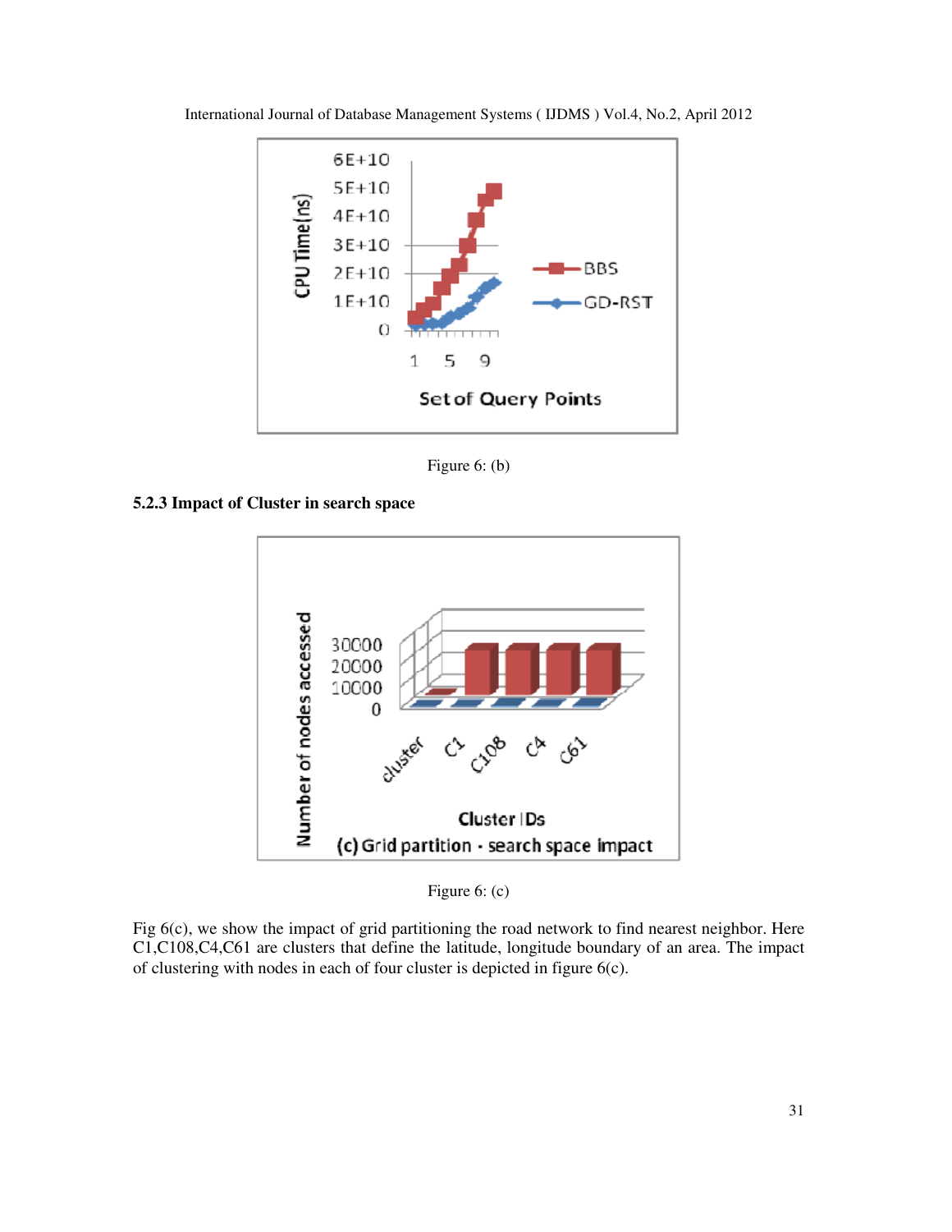Figure 6: (b)

### 5.2.3 Impact of Cluster in search space

Figure 6: (c)

Fig 6(c), we show the impact of grid partitioning the road network to find nearest neighbor. Here C1,C108,C4,C61 are clusters that define the latitude, longitude boundary of an area. The impact of clustering with nodes in each of four cluster is depicted in figure 6(c).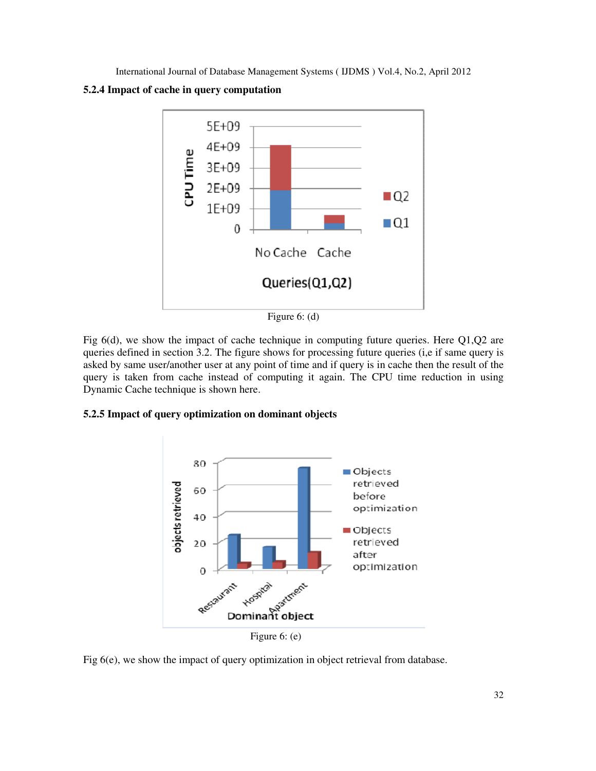### 5.2.4 Impact of cache in query computation

Figure 6: (d)

Fig 6(d), we show the impact of cache technique in computing future queries. Here Q1,Q2 are queries defined in section 3.2. The figure shows for processing future queries (i,e if same query is asked by same user/another user at any point of time and if query is in cache then the result of the query is taken from cache instead of computing it again. The CPU time reduction in using Dynamic Cache technique is shown here.

### 5.2.5 Impact of query optimization on dominant objects

Figure 6: (e)

Fig 6(e), we show the impact of query optimization in object retrieval from database.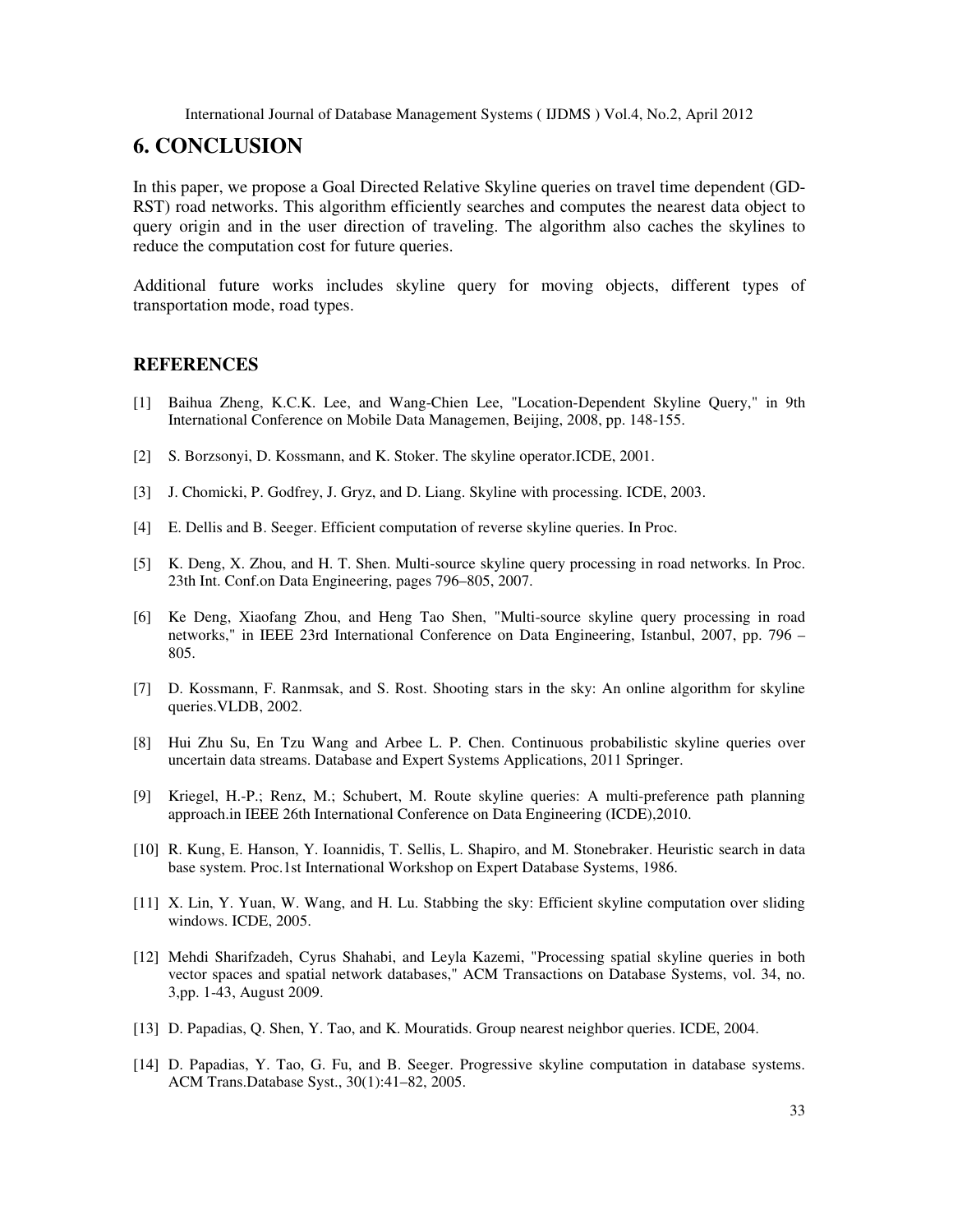## 6. CONCLUSION

In this paper, we propose a Goal Directed Relative Skyline queries on travel time dependent (GD-RST) road networks. This algorithm efficiently searches and computes the nearest data object to query origin and in the user direction of traveling. The algorithm also caches the skylines to reduce the computation cost for future queries.

Additional future works includes skyline query for moving objects, different types of transportation mode, road types.

### REFERENCES

[1] Baihua Zheng, K.C.K. Lee, and Wang-Chien Lee, "Location-Dependent Skyline Query," in 9th International Conference on Mobile Data Managemen, Beijing, 2008, pp. 148-155.

[2] S. Borzsonyi, D. Kossmann, and K. Stoker. The skyline operator.ICDE, 2001.

[3] J. Chomicki, P. Godfrey, J. Gryz, and D. Liang. Skyline with processing. ICDE, 2003.

[4] E. Dellis and B. Seeger. Efficient computation of reverse skyline queries. In Proc.

[5] K. Deng, X. Zhou, and H. T. Shen. Multi-source skyline query processing in road networks. In Proc. 23th Int. Conf.on Data Engineering, pages 796–805, 2007.

[6] Ke Deng, Xiaofang Zhou, and Heng Tao Shen, "Multi-source skyline query processing in road networks," in IEEE 23rd International Conference on Data Engineering, Istanbul, 2007, pp. 796 – 805.

[7] D. Kossmann, F. Ranmsak, and S. Rost. Shooting stars in the sky: An online algorithm for skyline queries.VLDB, 2002.

[8] Hui Zhu Su, En Tzu Wang and Arbee L. P. Chen. Continuous probabilistic skyline queries over uncertain data streams. Database and Expert Systems Applications, 2011 Springer.

[9] Kriegel, H.-P.; Renz, M.; Schubert, M. Route skyline queries: A multi-preference path planning approach.in IEEE 26th International Conference on Data Engineering (ICDE),2010.

[10] R. Kung, E. Hanson, Y. Ioannidis, T. Sellis, L. Shapiro, and M. Stonebraker. Heuristic search in data base system. Proc.1st International Workshop on Expert Database Systems, 1986.

[11] X. Lin, Y. Yuan, W. Wang, and H. Lu. Stabbing the sky: Efficient skyline computation over sliding windows. ICDE, 2005.

[12] Mehdi Sharifzadeh, Cyrus Shahabi, and Leyla Kazemi, "Processing spatial skyline queries in both vector spaces and spatial network databases," ACM Transactions on Database Systems, vol. 34, no. 3,pp. 1-43, August 2009.

[13] D. Papadias, Q. Shen, Y. Tao, and K. Mouratids. Group nearest neighbor queries. ICDE, 2004.

[14] D. Papadias, Y. Tao, G. Fu, and B. Seeger. Progressive skyline computation in database systems. ACM Trans.Database Syst., 30(1):41–82, 2005.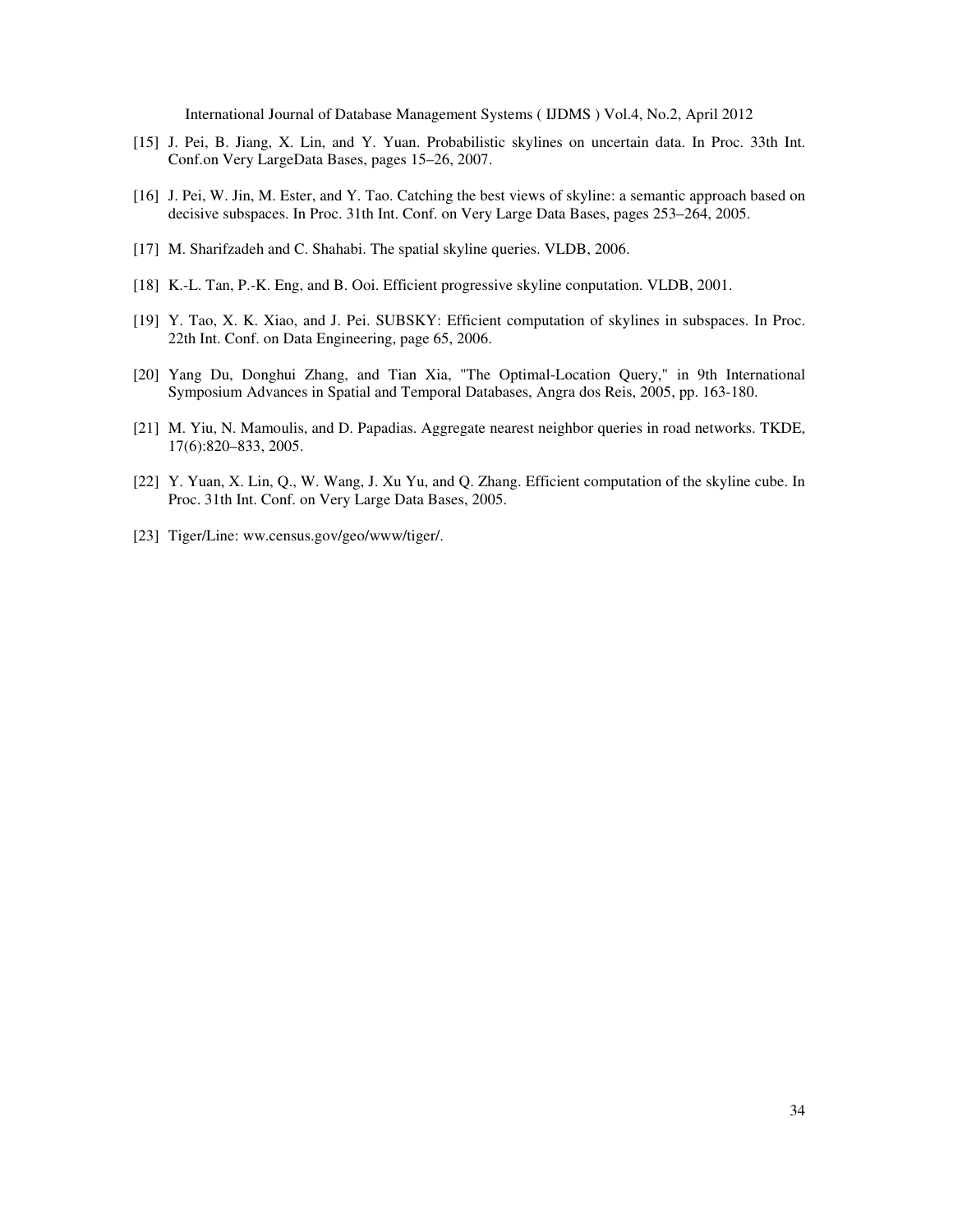[15] J. Pei, B. Jiang, X. Lin, and Y. Yuan. Probabilistic skylines on uncertain data. In Proc. 33th Int. Conf.on Very LargeData Bases, pages 15–26, 2007.

[16] J. Pei, W. Jin, M. Ester, and Y. Tao. Catching the best views of skyline: a semantic approach based on decisive subspaces. In Proc. 31th Int. Conf. on Very Large Data Bases, pages 253–264, 2005.

[17] M. Sharifzadeh and C. Shahabi. The spatial skyline queries. VLDB, 2006.

[18] K.-L. Tan, P.-K. Eng, and B. Ooi. Efficient progressive skyline conputation. VLDB, 2001.

[19] Y. Tao, X. K. Xiao, and J. Pei. SUBSKY: Efficient computation of skylines in subspaces. In Proc. 22th Int. Conf. on Data Engineering, page 65, 2006.

[20] Yang Du, Donghui Zhang, and Tian Xia, "The Optimal-Location Query," in 9th International Symposium Advances in Spatial and Temporal Databases, Angra dos Reis, 2005, pp. 163-180.

[21] M. Yiu, N. Mamoulis, and D. Papadias. Aggregate nearest neighbor queries in road networks. TKDE, 17(6):820–833, 2005.

[22] Y. Yuan, X. Lin, Q., W. Wang, J. Xu Yu, and Q. Zhang. Efficient computation of the skyline cube. In Proc. 31th Int. Conf. on Very Large Data Bases, 2005.

[23] Tiger/Line: ww.census.gov/geo/www/tiger/.